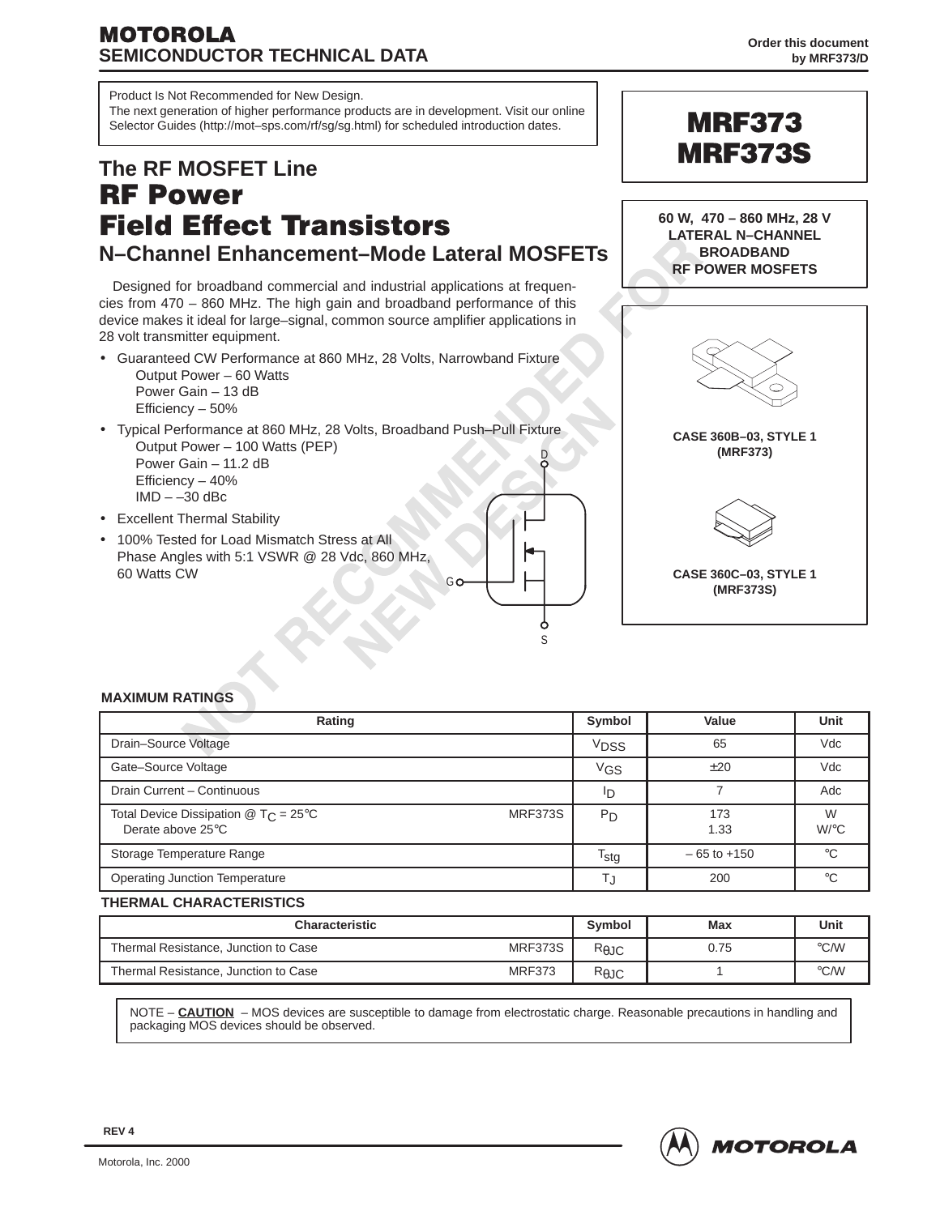MOTOROLA
SEMICONDUCTOR TECHNICAL DATA

Order this document
by MRF373/D

Product Is Not Recommended for New Design.
The next generation of higher performance products are in development. Visit our online Selector Guides (http://mot–sps.com/rf/sg/sg.html) for scheduled introduction dates.

# MRF373
# MRF373S

## The RF MOSFET Line
# RF Power
# Field Effect Transistors
## N–Channel Enhancement–Mode Lateral MOSFETs

**60 W, 470 – 860 MHz, 28 V
LATERAL N–CHANNEL
BROADBAND
RF POWER MOSFETS**

Designed for broadband commercial and industrial applications at frequencies from 470 – 860 MHz. The high gain and broadband performance of this device makes it ideal for large–signal, common source amplifier applications in 28 volt transmitter equipment.

- Guaranteed CW Performance at 860 MHz, 28 Volts, Narrowband Fixture
  - Output Power – 60 Watts
  - Power Gain – 13 dB
  - Efficiency – 50%
- Typical Performance at 860 MHz, 28 Volts, Broadband Push–Pull Fixture
  - Output Power – 100 Watts (PEP)
  - Power Gain – 11.2 dB
  - Efficiency – 40%
  - IMD – –30 dBc
- Excellent Thermal Stability
- 100% Tested for Load Mismatch Stress at All Phase Angles with 5:1 VSWR @ 28 Vdc, 860 MHz, 60 Watts CW

**CASE 360B–03, STYLE 1
(MRF373)**

**CASE 360C–03, STYLE 1
(MRF373S)**

### MAXIMUM RATINGS

| Rating | | Symbol | Value | Unit |
|---|---|---|---|---|
| Drain–Source Voltage | | $V_{DSS}$ | 65 | Vdc |
| Gate–Source Voltage | | $V_{GS}$ | ±20 | Vdc |
| Drain Current – Continuous | | $I_D$ | 7 | Adc |
| Total Device Dissipation @ $T_C$ = 25°C<br>Derate above 25°C | MRF373S | $P_D$ | 173<br>1.33 | W<br>W/°C |
| Storage Temperature Range | | $T_{stg}$ | – 65 to +150 | °C |
| Operating Junction Temperature | | $T_J$ | 200 | °C |

### THERMAL CHARACTERISTICS

| Characteristic | | Symbol | Max | Unit |
|---|---|---|---|---|
| Thermal Resistance, Junction to Case | MRF373S | $R_{\theta JC}$ | 0.75 | °C/W |
| Thermal Resistance, Junction to Case | MRF373 | $R_{\theta JC}$ | 1 | °C/W |

NOTE – **CAUTION** – MOS devices are susceptible to damage from electrostatic charge. Reasonable precautions in handling and packaging MOS devices should be observed.

REV 4

Motorola, Inc. 2000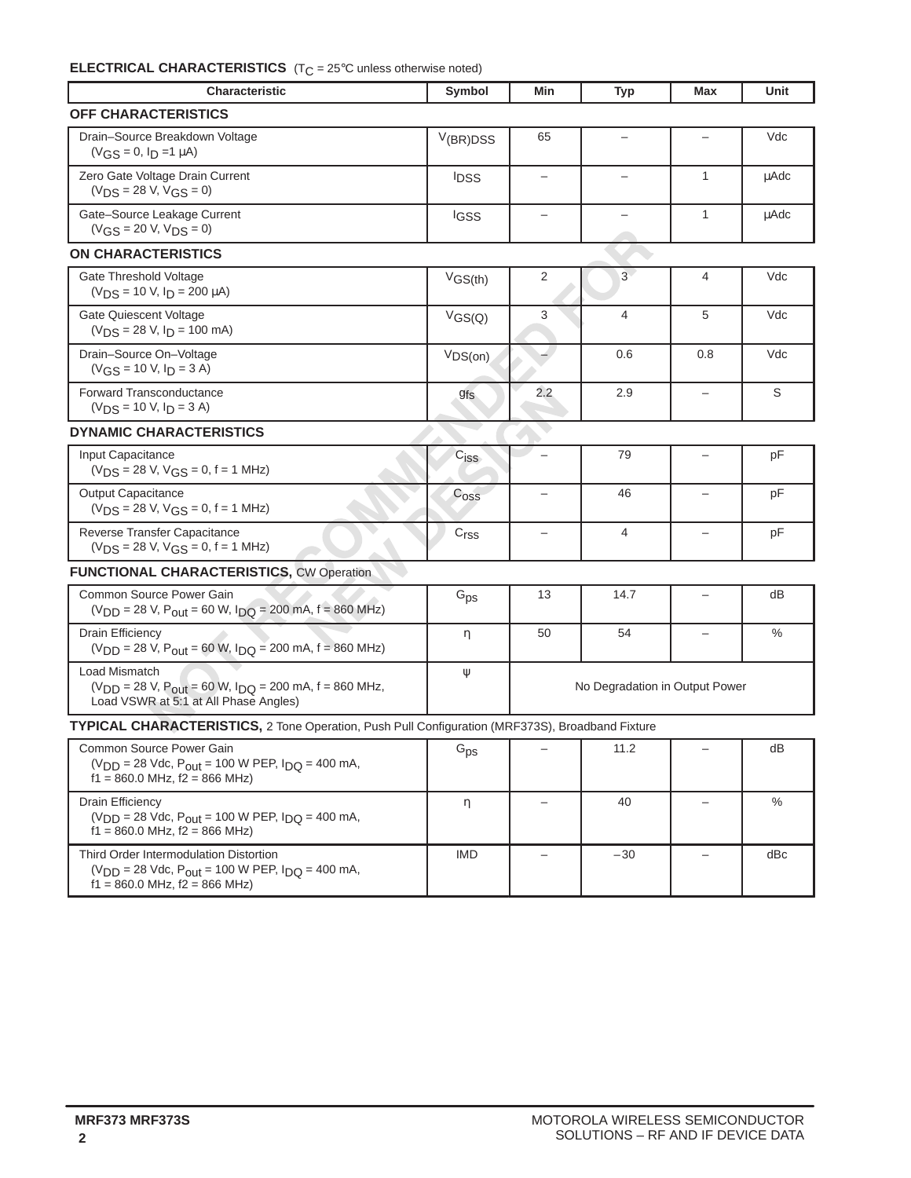**ELECTRICAL CHARACTERISTICS** ($T_C$ = 25°C unless otherwise noted)

| Characteristic | Symbol | Min | Typ | Max | Unit |
|---|---|---|---|---|---|
| **OFF CHARACTERISTICS** | | | | | |
| Drain–Source Breakdown Voltage ($V_{GS}$ = 0, $I_D$ =1 μA) | $V_{(BR)DSS}$ | 65 | – | – | Vdc |
| Zero Gate Voltage Drain Current ($V_{DS}$ = 28 V, $V_{GS}$ = 0) | $I_{DSS}$ | – | – | 1 | μAdc |
| Gate–Source Leakage Current ($V_{GS}$ = 20 V, $V_{DS}$ = 0) | $I_{GSS}$ | – | – | 1 | μAdc |
| **ON CHARACTERISTICS** | | | | | |
| Gate Threshold Voltage ($V_{DS}$ = 10 V, $I_D$ = 200 μA) | $V_{GS(th)}$ | 2 | 3 | 4 | Vdc |
| Gate Quiescent Voltage ($V_{DS}$ = 28 V, $I_D$ = 100 mA) | $V_{GS(Q)}$ | 3 | 4 | 5 | Vdc |
| Drain–Source On–Voltage ($V_{GS}$ = 10 V, $I_D$ = 3 A) | $V_{DS(on)}$ | – | 0.6 | 0.8 | Vdc |
| Forward Transconductance ($V_{DS}$ = 10 V, $I_D$ = 3 A) | $g_{fs}$ | 2.2 | 2.9 | – | S |
| **DYNAMIC CHARACTERISTICS** | | | | | |
| Input Capacitance ($V_{DS}$ = 28 V, $V_{GS}$ = 0, f = 1 MHz) | $C_{iss}$ | – | 79 | – | pF |
| Output Capacitance ($V_{DS}$ = 28 V, $V_{GS}$ = 0, f = 1 MHz) | $C_{oss}$ | – | 46 | – | pF |
| Reverse Transfer Capacitance ($V_{DS}$ = 28 V, $V_{GS}$ = 0, f = 1 MHz) | $C_{rss}$ | – | 4 | – | pF |
| **FUNCTIONAL CHARACTERISTICS,** CW Operation | | | | | |
| Common Source Power Gain ($V_{DD}$ = 28 V, $P_{out}$ = 60 W, $I_{DQ}$ = 200 mA, f = 860 MHz) | $G_{ps}$ | 13 | 14.7 | – | dB |
| Drain Efficiency ($V_{DD}$ = 28 V, $P_{out}$ = 60 W, $I_{DQ}$ = 200 mA, f = 860 MHz) | η | 50 | 54 | – | % |
| Load Mismatch ($V_{DD}$ = 28 V, $P_{out}$ = 60 W, $I_{DQ}$ = 200 mA, f = 860 MHz, Load VSWR at 5:1 at All Phase Angles) | ψ | No Degradation in Output Power | | | |
| **TYPICAL CHARACTERISTICS,** 2 Tone Operation, Push Pull Configuration (MRF373S), Broadband Fixture | | | | | |
| Common Source Power Gain ($V_{DD}$ = 28 Vdc, $P_{out}$ = 100 W PEP, $I_{DQ}$ = 400 mA, f1 = 860.0 MHz, f2 = 866 MHz) | $G_{ps}$ | – | 11.2 | – | dB |
| Drain Efficiency ($V_{DD}$ = 28 Vdc, $P_{out}$ = 100 W PEP, $I_{DQ}$ = 400 mA, f1 = 860.0 MHz, f2 = 866 MHz) | η | – | 40 | – | % |
| Third Order Intermodulation Distortion ($V_{DD}$ = 28 Vdc, $P_{out}$ = 100 W PEP, $I_{DQ}$ = 400 mA, f1 = 860.0 MHz, f2 = 866 MHz) | IMD | – | –30 | – | dBc |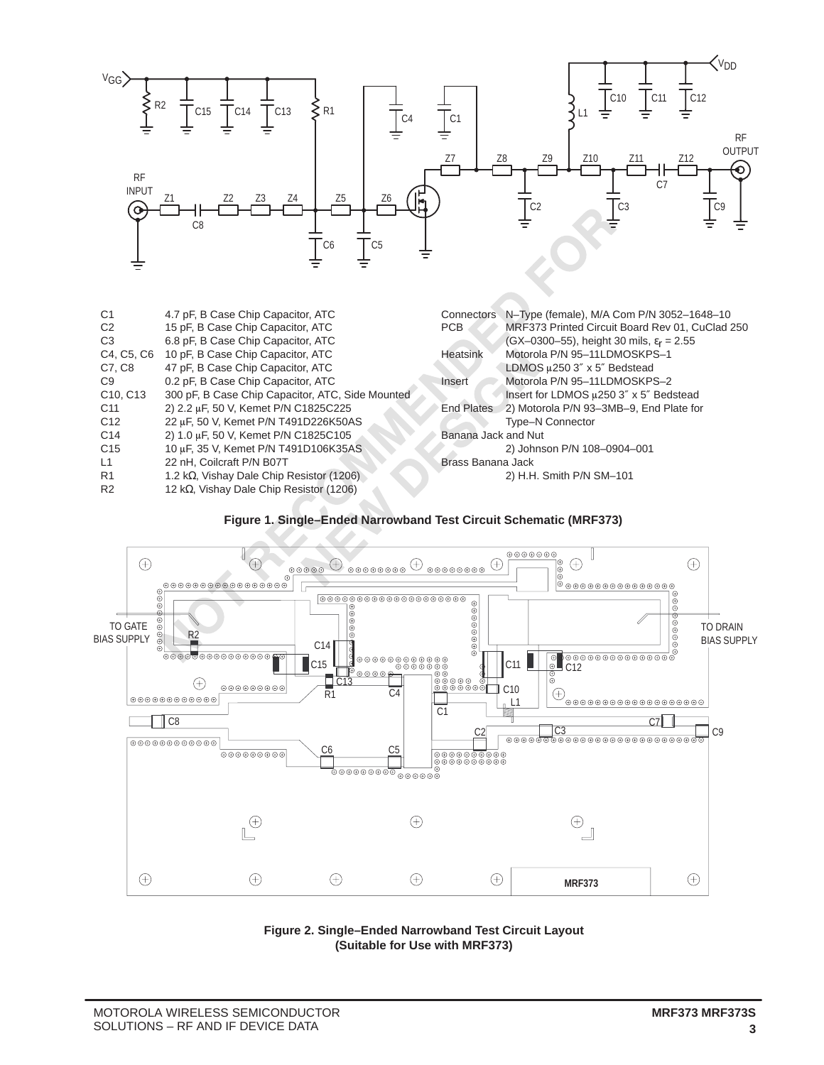| | |
|---|---|
| C1 | 4.7 pF, B Case Chip Capacitor, ATC |
| C2 | 15 pF, B Case Chip Capacitor, ATC |
| C3 | 6.8 pF, B Case Chip Capacitor, ATC |
| C4, C5, C6 | 10 pF, B Case Chip Capacitor, ATC |
| C7, C8 | 47 pF, B Case Chip Capacitor, ATC |
| C9 | 0.2 pF, B Case Chip Capacitor, ATC |
| C10, C13 | 300 pF, B Case Chip Capacitor, ATC, Side Mounted |
| C11 | 2) 2.2 μF, 50 V, Kemet P/N C1825C225 |
| C12 | 22 μF, 50 V, Kemet P/N T491D226K50AS |
| C14 | 2) 1.0 μF, 50 V, Kemet P/N C1825C105 |
| C15 | 10 μF, 35 V, Kemet P/N T491D106K35AS |
| L1 | 22 nH, Coilcraft P/N B07T |
| R1 | 1.2 kΩ, Vishay Dale Chip Resistor (1206) |
| R2 | 12 kΩ, Vishay Dale Chip Resistor (1206) |

| | |
|---|---|
| Connectors | N–Type (female), M/A Com P/N 3052–1648–10 |
| PCB | MRF373 Printed Circuit Board Rev 01, CuClad 250 (GX–0300–55), height 30 mils, $\varepsilon_r$ = 2.55 |
| Heatsink | Motorola P/N 95–11LDMOSKPS–1 LDMOS μ250 3″ x 5″ Bedstead |
| Insert | Motorola P/N 95–11LDMOSKPS–2 Insert for LDMOS μ250 3″ x 5″ Bedstead |
| End Plates | 2) Motorola P/N 93–3MB–9, End Plate for Type–N Connector |
| Banana Jack and Nut | 2) Johnson P/N 108–0904–001 |
| Brass Banana Jack | 2) H.H. Smith P/N SM–101 |

**Figure 1. Single–Ended Narrowband Test Circuit Schematic (MRF373)**

**Figure 2. Single–Ended Narrowband Test Circuit Layout (Suitable for Use with MRF373)**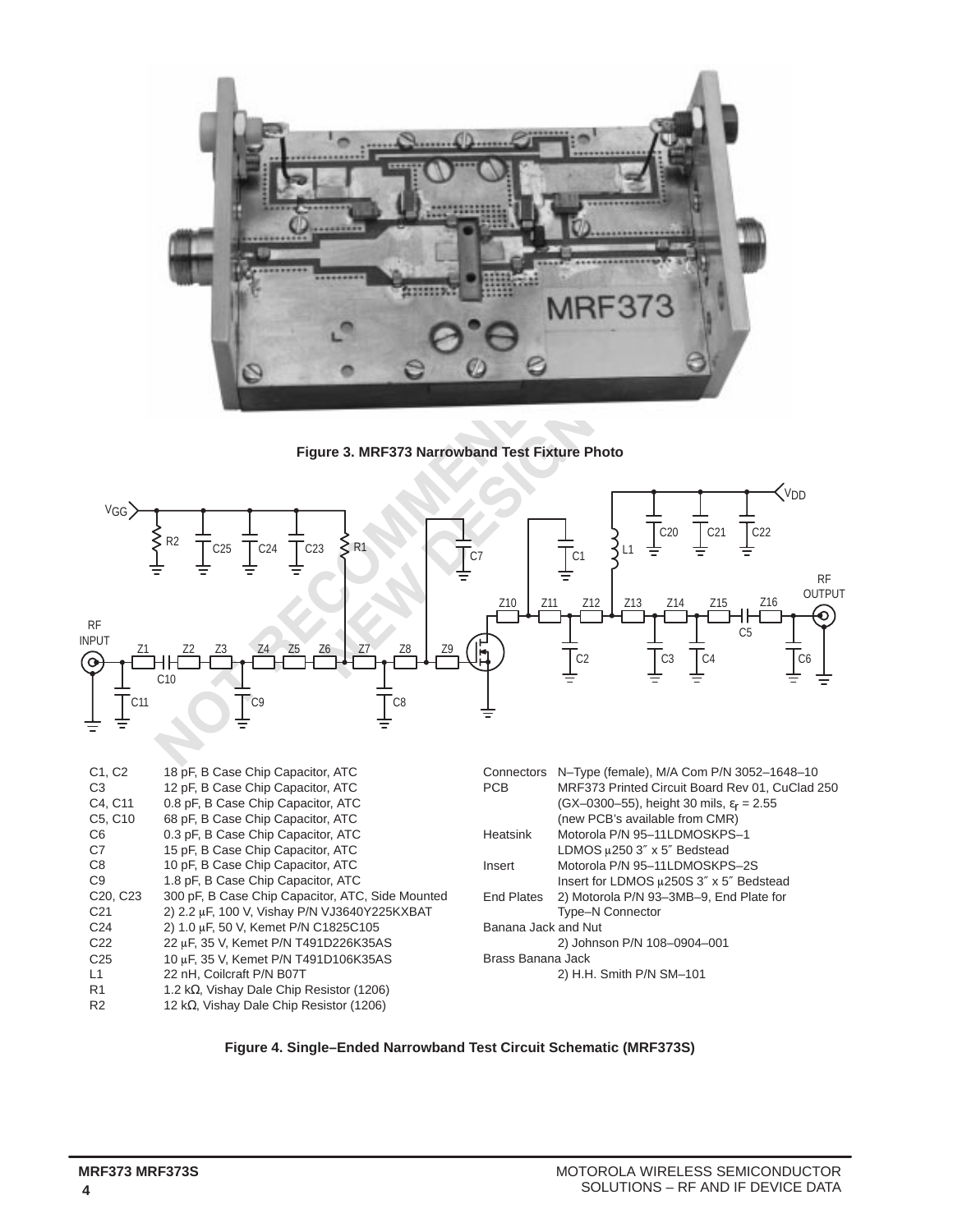**Figure 3. MRF373 Narrowband Test Fixture Photo**

| Part | Description |
|---|---|
| C1, C2 | 18 pF, B Case Chip Capacitor, ATC |
| C3 | 12 pF, B Case Chip Capacitor, ATC |
| C4, C11 | 0.8 pF, B Case Chip Capacitor, ATC |
| C5, C10 | 68 pF, B Case Chip Capacitor, ATC |
| C6 | 0.3 pF, B Case Chip Capacitor, ATC |
| C7 | 15 pF, B Case Chip Capacitor, ATC |
| C8 | 10 pF, B Case Chip Capacitor, ATC |
| C9 | 1.8 pF, B Case Chip Capacitor, ATC |
| C20, C23 | 300 pF, B Case Chip Capacitor, ATC, Side Mounted |
| C21 | 2) 2.2 μF, 100 V, Vishay P/N VJ3640Y225KXBAT |
| C24 | 2) 1.0 μF, 50 V, Kemet P/N C1825C105 |
| C22 | 22 μF, 35 V, Kemet P/N T491D226K35AS |
| C25 | 10 μF, 35 V, Kemet P/N T491D106K35AS |
| L1 | 22 nH, Coilcraft P/N B07T |
| R1 | 1.2 kΩ, Vishay Dale Chip Resistor (1206) |
| R2 | 12 kΩ, Vishay Dale Chip Resistor (1206) |

| Part | Description |
|---|---|
| Connectors | N–Type (female), M/A Com P/N 3052–1648–10 |
| PCB | MRF373 Printed Circuit Board Rev 01, CuClad 250 (GX–0300–55), height 30 mils, $\varepsilon_r$ = 2.55 (new PCB's available from CMR) |
| Heatsink | Motorola P/N 95–11LDMOSKPS–1 LDMOS μ250 3″ x 5″ Bedstead |
| Insert | Motorola P/N 95–11LDMOSKPS–2S Insert for LDMOS μ250S 3″ x 5″ Bedstead |
| End Plates | 2) Motorola P/N 93–3MB–9, End Plate for Type–N Connector |
| Banana Jack and Nut | 2) Johnson P/N 108–0904–001 |
| Brass Banana Jack | 2) H.H. Smith P/N SM–101 |

**Figure 4. Single–Ended Narrowband Test Circuit Schematic (MRF373S)**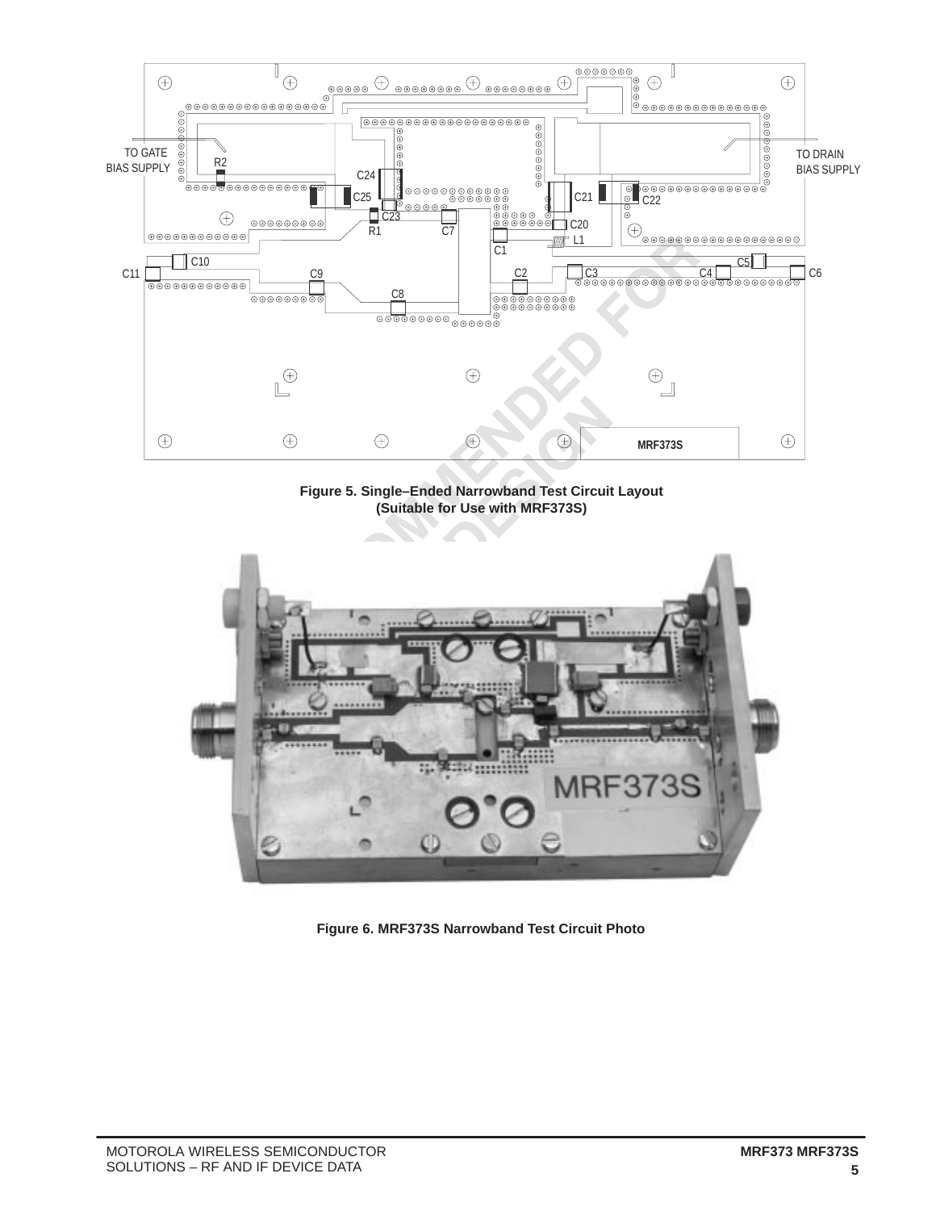TO GATE BIAS SUPPLY

TO DRAIN BIAS SUPPLY

R2 C24 C25 C23 R1 C7 C21 C22 C20 L1 C1 C10 C11 C9 C2 C3 C4 C5 C6 C8

MRF373S

**Figure 5. Single–Ended Narrowband Test Circuit Layout (Suitable for Use with MRF373S)**

**Figure 6. MRF373S Narrowband Test Circuit Photo**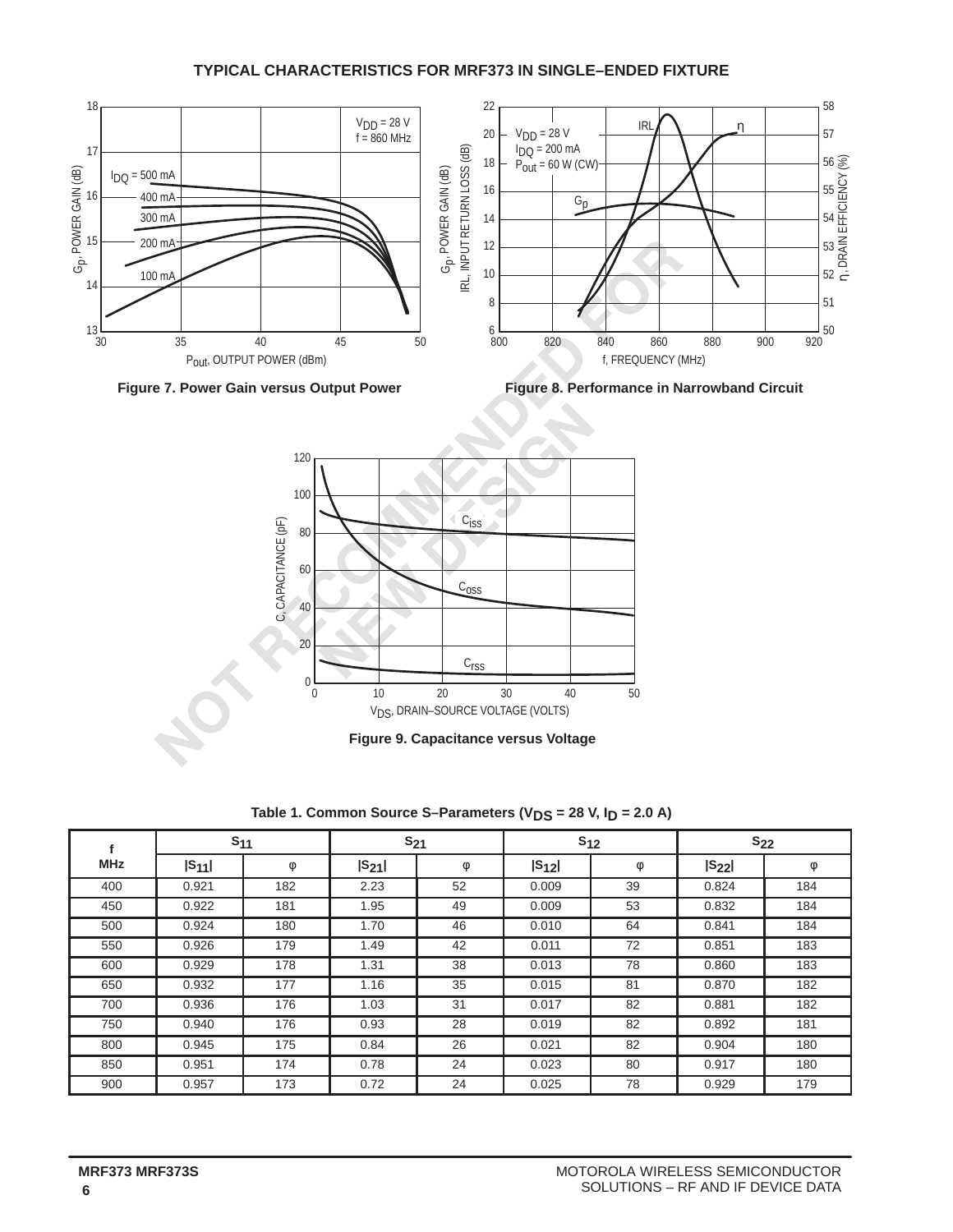## TYPICAL CHARACTERISTICS FOR MRF373 IN SINGLE–ENDED FIXTURE

Figure 7. Power Gain versus Output Power

Figure 8. Performance in Narrowband Circuit

Figure 9. Capacitance versus Voltage

**Table 1. Common Source S–Parameters ($V_{DS}$ = 28 V, $I_D$ = 2.0 A)**

| f | $S_{11}$ | | $S_{21}$ | | $S_{12}$ | | $S_{22}$ | |
|---|---|---|---|---|---|---|---|---|
| MHz | $\|S_{11}\|$ | φ | $\|S_{21}\|$ | φ | $\|S_{12}\|$ | φ | $\|S_{22}\|$ | φ |
| 400 | 0.921 | 182 | 2.23 | 52 | 0.009 | 39 | 0.824 | 184 |
| 450 | 0.922 | 181 | 1.95 | 49 | 0.009 | 53 | 0.832 | 184 |
| 500 | 0.924 | 180 | 1.70 | 46 | 0.010 | 64 | 0.841 | 184 |
| 550 | 0.926 | 179 | 1.49 | 42 | 0.011 | 72 | 0.851 | 183 |
| 600 | 0.929 | 178 | 1.31 | 38 | 0.013 | 78 | 0.860 | 183 |
| 650 | 0.932 | 177 | 1.16 | 35 | 0.015 | 81 | 0.870 | 182 |
| 700 | 0.936 | 176 | 1.03 | 31 | 0.017 | 82 | 0.881 | 182 |
| 750 | 0.940 | 176 | 0.93 | 28 | 0.019 | 82 | 0.892 | 181 |
| 800 | 0.945 | 175 | 0.84 | 26 | 0.021 | 82 | 0.904 | 180 |
| 850 | 0.951 | 174 | 0.78 | 24 | 0.023 | 80 | 0.917 | 180 |
| 900 | 0.957 | 173 | 0.72 | 24 | 0.025 | 78 | 0.929 | 179 |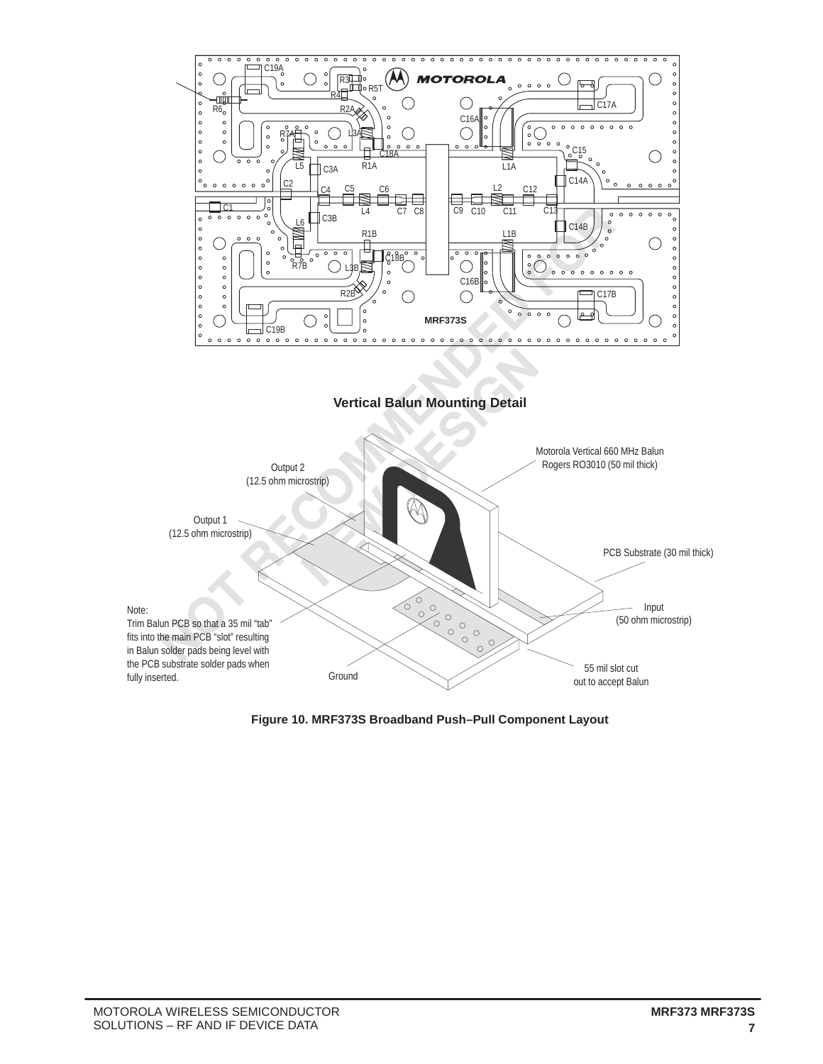Vertical Balun Mounting Detail

Motorola Vertical 660 MHz Balun
Rogers RO3010 (50 mil thick)

Output 2
(12.5 ohm microstrip)

Output 1
(12.5 ohm microstrip)

PCB Substrate (30 mil thick)

Input
(50 ohm microstrip)

Note:
Trim Balun PCB so that a 35 mil "tab" fits into the main PCB "slot" resulting in Balun solder pads being level with the PCB substrate solder pads when fully inserted.

Ground

55 mil slot cut out to accept Balun

**Figure 10. MRF373S Broadband Push–Pull Component Layout**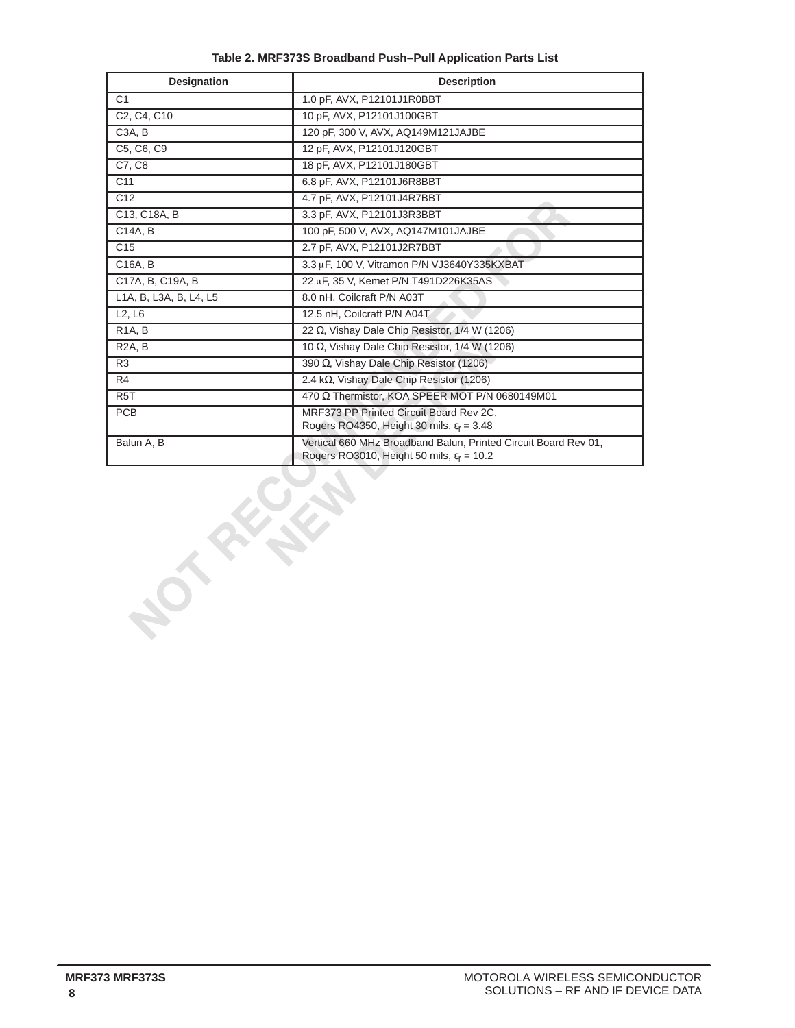**Table 2. MRF373S Broadband Push–Pull Application Parts List**

| Designation | Description |
|---|---|
| C1 | 1.0 pF, AVX, P12101J1R0BBT |
| C2, C4, C10 | 10 pF, AVX, P12101J100GBT |
| C3A, B | 120 pF, 300 V, AVX, AQ149M121JAJBE |
| C5, C6, C9 | 12 pF, AVX, P12101J120GBT |
| C7, C8 | 18 pF, AVX, P12101J180GBT |
| C11 | 6.8 pF, AVX, P12101J6R8BBT |
| C12 | 4.7 pF, AVX, P12101J4R7BBT |
| C13, C18A, B | 3.3 pF, AVX, P12101J3R3BBT |
| C14A, B | 100 pF, 500 V, AVX, AQ147M101JAJBE |
| C15 | 2.7 pF, AVX, P12101J2R7BBT |
| C16A, B | 3.3 μF, 100 V, Vitramon P/N VJ3640Y335KXBAT |
| C17A, B, C19A, B | 22 μF, 35 V, Kemet P/N T491D226K35AS |
| L1A, B, L3A, B, L4, L5 | 8.0 nH, Coilcraft P/N A03T |
| L2, L6 | 12.5 nH, Coilcraft P/N A04T |
| R1A, B | 22 Ω, Vishay Dale Chip Resistor, 1/4 W (1206) |
| R2A, B | 10 Ω, Vishay Dale Chip Resistor, 1/4 W (1206) |
| R3 | 390 Ω, Vishay Dale Chip Resistor (1206) |
| R4 | 2.4 kΩ, Vishay Dale Chip Resistor (1206) |
| R5T | 470 Ω Thermistor, KOA SPEER MOT P/N 0680149M01 |
| PCB | MRF373 PP Printed Circuit Board Rev 2C, Rogers RO4350, Height 30 mils, $\varepsilon_r = 3.48$ |
| Balun A, B | Vertical 660 MHz Broadband Balun, Printed Circuit Board Rev 01, Rogers RO3010, Height 50 mils, $\varepsilon_r = 10.2$ |

NOT RECOMMENDED FOR NEW DESIGN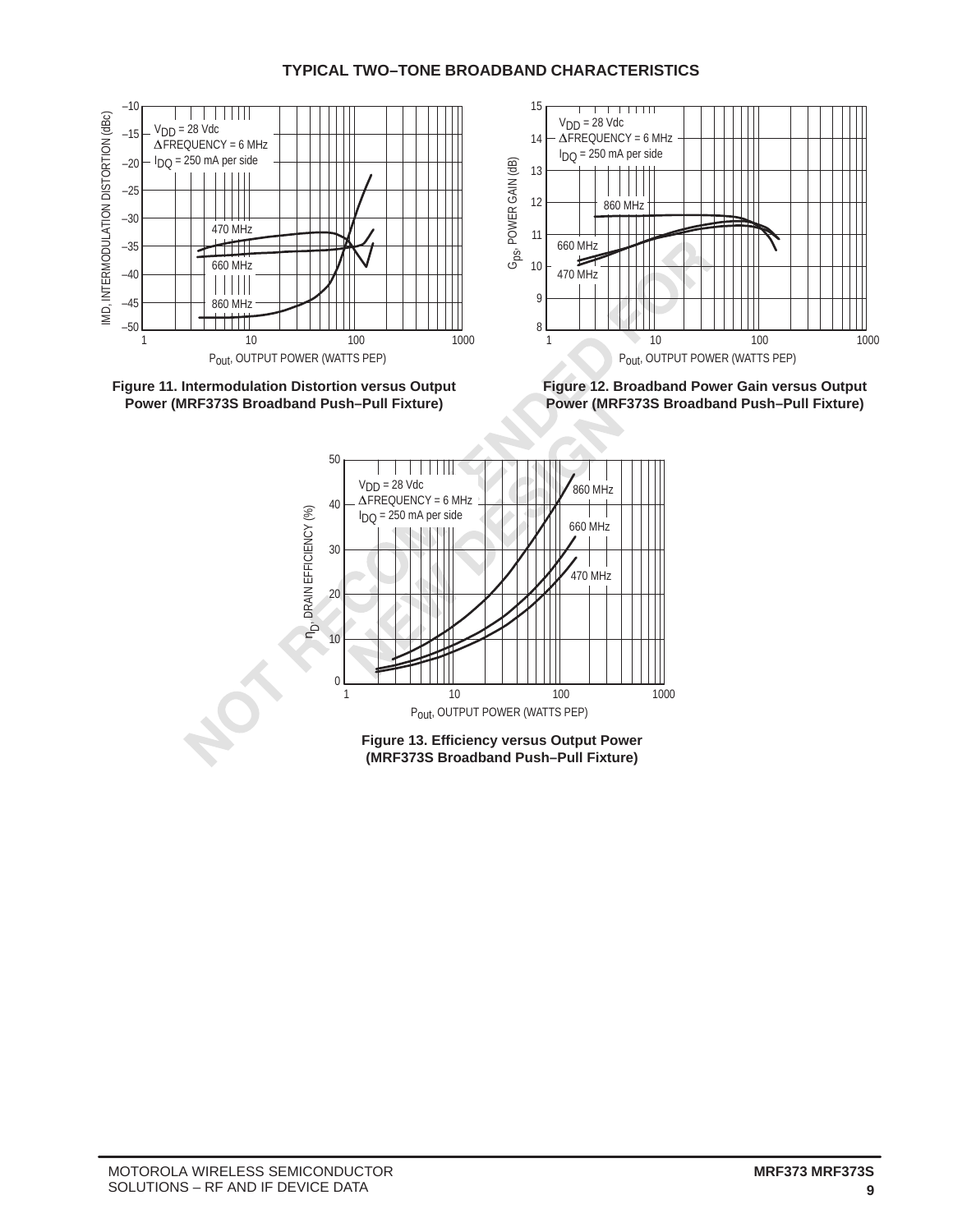## TYPICAL TWO–TONE BROADBAND CHARACTERISTICS

**Figure 11. Intermodulation Distortion versus Output Power (MRF373S Broadband Push–Pull Fixture)**

**Figure 12. Broadband Power Gain versus Output Power (MRF373S Broadband Push–Pull Fixture)**

**Figure 13. Efficiency versus Output Power (MRF373S Broadband Push–Pull Fixture)**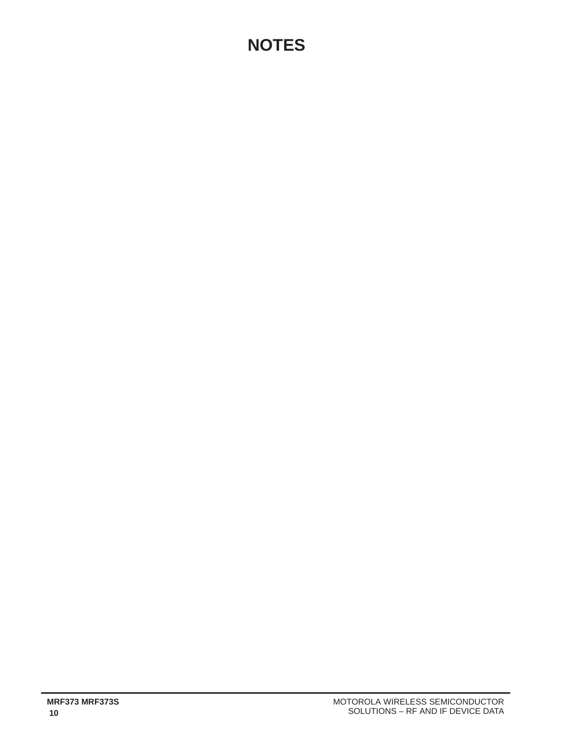# NOTES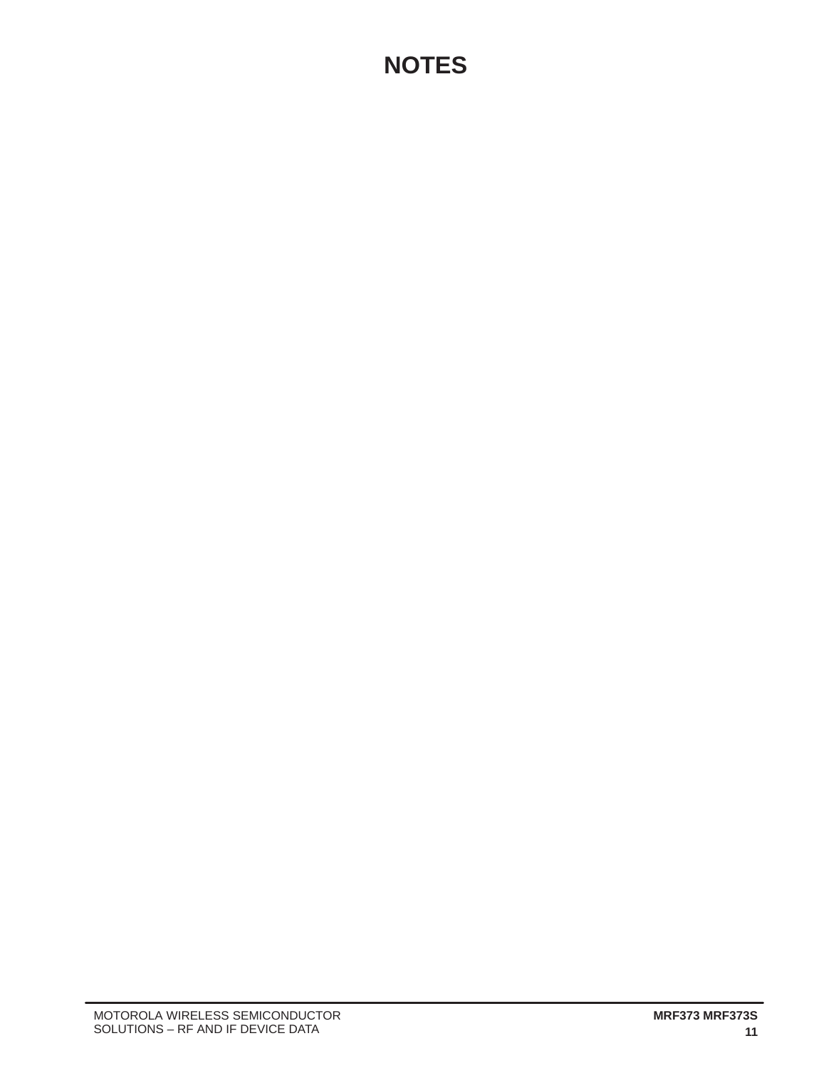# NOTES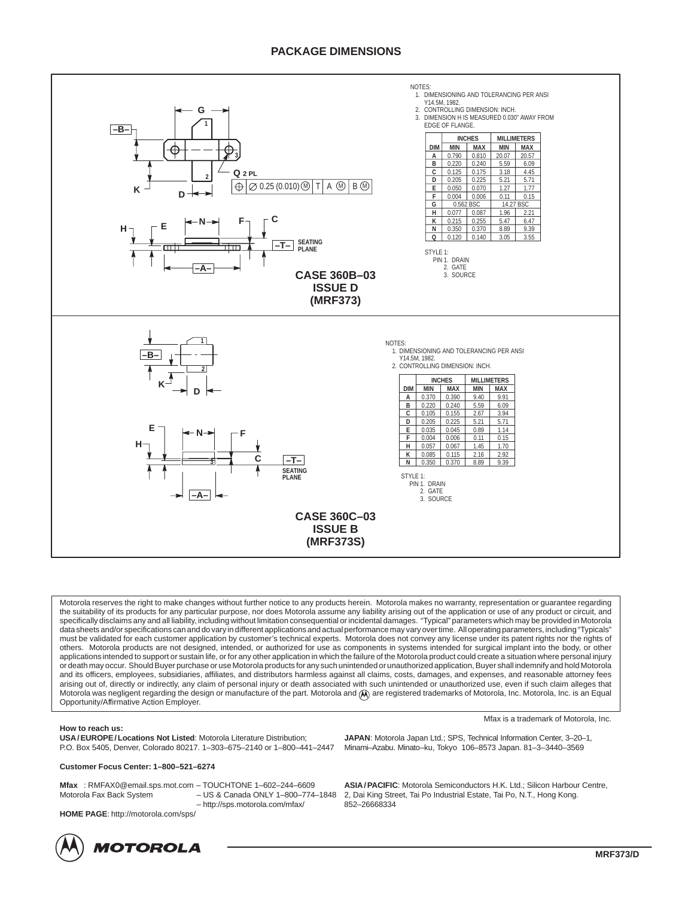## PACKAGE DIMENSIONS

NOTES:
1. DIMENSIONING AND TOLERANCING PER ANSI Y14.5M, 1982.
2. CONTROLLING DIMENSION: INCH.
3. DIMENSION H IS MEASURED 0.030" AWAY FROM EDGE OF FLANGE.

| | INCHES | | MILLIMETERS | |
|---|---|---|---|---|
| DIM | MIN | MAX | MIN | MAX |
| A | 0.790 | 0.810 | 20.07 | 20.57 |
| B | 0.220 | 0.240 | 5.59 | 6.09 |
| C | 0.125 | 0.175 | 3.18 | 4.45 |
| D | 0.205 | 0.225 | 5.21 | 5.71 |
| E | 0.050 | 0.070 | 1.27 | 1.77 |
| F | 0.004 | 0.006 | 0.11 | 0.15 |
| G | 0.562 BSC | | 14.27 BSC | |
| H | 0.077 | 0.087 | 1.96 | 2.21 |
| K | 0.215 | 0.255 | 5.47 | 6.47 |
| N | 0.350 | 0.370 | 8.89 | 9.39 |
| Q | 0.120 | 0.140 | 3.05 | 3.55 |

STYLE 1:
PIN 1. DRAIN
2. GATE
3. SOURCE

G
-B-
1
3
2
Q 2 PL
⊕ ∅ 0.25 (0.010) Ⓜ T A Ⓜ B Ⓜ
K
D
H E N F C
-T- SEATING PLANE
-A-

**CASE 360B–03**
**ISSUE D**
**(MRF373)**

NOTES:
1. DIMENSIONING AND TOLERANCING PER ANSI Y14.5M, 1982.
2. CONTROLLING DIMENSION: INCH.

| | INCHES | | MILLIMETERS | |
|---|---|---|---|---|
| DIM | MIN | MAX | MIN | MAX |
| A | 0.370 | 0.390 | 9.40 | 9.91 |
| B | 0.220 | 0.240 | 5.59 | 6.09 |
| C | 0.105 | 0.155 | 2.67 | 3.94 |
| D | 0.205 | 0.225 | 5.21 | 5.71 |
| E | 0.035 | 0.045 | 0.89 | 1.14 |
| F | 0.004 | 0.006 | 0.11 | 0.15 |
| H | 0.057 | 0.067 | 1.45 | 1.70 |
| K | 0.085 | 0.115 | 2.16 | 2.92 |
| N | 0.350 | 0.370 | 8.89 | 9.39 |

STYLE 1:
PIN 1. DRAIN
2. GATE
3. SOURCE

1
-B-
2
K
D
E N F
H
3
C
-T- SEATING PLANE
-A-

**CASE 360C–03**
**ISSUE B**
**(MRF373S)**

Motorola reserves the right to make changes without further notice to any products herein. Motorola makes no warranty, representation or guarantee regarding the suitability of its products for any particular purpose, nor does Motorola assume any liability arising out of the application or use of any product or circuit, and specifically disclaims any and all liability, including without limitation consequential or incidental damages. "Typical" parameters which may be provided in Motorola data sheets and/or specifications can and do vary in different applications and actual performance may vary over time. All operating parameters, including "Typicals" must be validated for each customer application by customer's technical experts. Motorola does not convey any license under its patent rights nor the rights of others. Motorola products are not designed, intended, or authorized for use as components in systems intended for surgical implant into the body, or other applications intended to support or sustain life, or for any other application in which the failure of the Motorola product could create a situation where personal injury or death may occur. Should Buyer purchase or use Motorola products for any such unintended or unauthorized application, Buyer shall indemnify and hold Motorola and its officers, employees, subsidiaries, affiliates, and distributors harmless against all claims, costs, damages, and expenses, and reasonable attorney fees arising out of, directly or indirectly, any claim of personal injury or death associated with such unintended or unauthorized use, even if such claim alleges that Motorola was negligent regarding the design or manufacture of the part. Motorola and Ⓜ are registered trademarks of Motorola, Inc. Motorola, Inc. is an Equal Opportunity/Affirmative Action Employer.

Mfax is a trademark of Motorola, Inc.

**How to reach us:**
**USA / EUROPE / Locations Not Listed**: Motorola Literature Distribution; P.O. Box 5405, Denver, Colorado 80217. 1–303–675–2140 or 1–800–441–2447

**JAPAN**: Motorola Japan Ltd.; SPS, Technical Information Center, 3–20–1, Minami–Azabu. Minato–ku, Tokyo 106–8573 Japan. 81–3–3440–3569

**Customer Focus Center: 1–800–521–6274**

**Mfax**: RMFAX0@email.sps.mot.com – TOUCHTONE 1–602–244–6609
Motorola Fax Back System – US & Canada ONLY 1–800–774–1848
– http://sps.motorola.com/mfax/

**ASIA / PACIFIC**: Motorola Semiconductors H.K. Ltd.; Silicon Harbour Centre, 2, Dai King Street, Tai Po Industrial Estate, Tai Po, N.T., Hong Kong. 852–26668334

**HOME PAGE**: http://motorola.com/sps/

MOTOROLA

MRF373/D